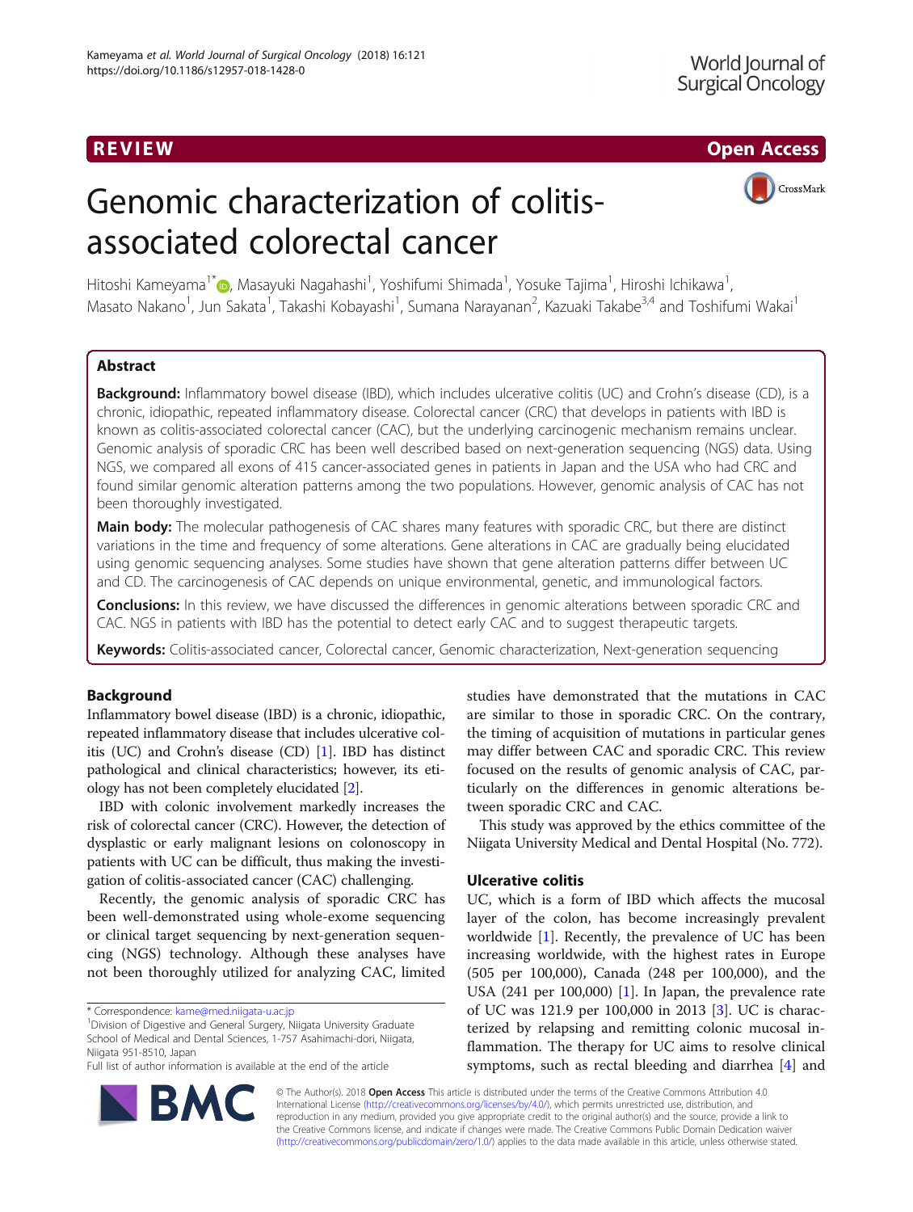REVIEW

Open Access

# Genomic characterization of colitis-associated colorectal cancer

Hitoshi Kameyama[1*], Masayuki Nagahashi[1], Yoshifumi Shimada[1], Yosuke Tajima[1], Hiroshi Ichikawa[1], Masato Nakano[1], Jun Sakata[1], Takashi Kobayashi[1], Sumana Narayanan[2], Kazuaki Takabe[3,4] and Toshifumi Wakai[1]

## Abstract

**Background:** Inflammatory bowel disease (IBD), which includes ulcerative colitis (UC) and Crohn's disease (CD), is a chronic, idiopathic, repeated inflammatory disease. Colorectal cancer (CRC) that develops in patients with IBD is known as colitis-associated colorectal cancer (CAC), but the underlying carcinogenic mechanism remains unclear. Genomic analysis of sporadic CRC has been well described based on next-generation sequencing (NGS) data. Using NGS, we compared all exons of 415 cancer-associated genes in patients in Japan and the USA who had CRC and found similar genomic alteration patterns among the two populations. However, genomic analysis of CAC has not been thoroughly investigated.

**Main body:** The molecular pathogenesis of CAC shares many features with sporadic CRC, but there are distinct variations in the time and frequency of some alterations. Gene alterations in CAC are gradually being elucidated using genomic sequencing analyses. Some studies have shown that gene alteration patterns differ between UC and CD. The carcinogenesis of CAC depends on unique environmental, genetic, and immunological factors.

**Conclusions:** In this review, we have discussed the differences in genomic alterations between sporadic CRC and CAC. NGS in patients with IBD has the potential to detect early CAC and to suggest therapeutic targets.

**Keywords:** Colitis-associated cancer, Colorectal cancer, Genomic characterization, Next-generation sequencing

## Background

Inflammatory bowel disease (IBD) is a chronic, idiopathic, repeated inflammatory disease that includes ulcerative colitis (UC) and Crohn's disease (CD) [1]. IBD has distinct pathological and clinical characteristics; however, its etiology has not been completely elucidated [2].

IBD with colonic involvement markedly increases the risk of colorectal cancer (CRC). However, the detection of dysplastic or early malignant lesions on colonoscopy in patients with UC can be difficult, thus making the investigation of colitis-associated cancer (CAC) challenging.

Recently, the genomic analysis of sporadic CRC has been well-demonstrated using whole-exome sequencing or clinical target sequencing by next-generation sequencing (NGS) technology. Although these analyses have not been thoroughly utilized for analyzing CAC, limited studies have demonstrated that the mutations in CAC are similar to those in sporadic CRC. On the contrary, the timing of acquisition of mutations in particular genes may differ between CAC and sporadic CRC. This review focused on the results of genomic analysis of CAC, particularly on the differences in genomic alterations between sporadic CRC and CAC.

This study was approved by the ethics committee of the Niigata University Medical and Dental Hospital (No. 772).

## Ulcerative colitis

UC, which is a form of IBD which affects the mucosal layer of the colon, has become increasingly prevalent worldwide [1]. Recently, the prevalence of UC has been increasing worldwide, with the highest rates in Europe (505 per 100,000), Canada (248 per 100,000), and the USA (241 per 100,000) [1]. In Japan, the prevalence rate of UC was 121.9 per 100,000 in 2013 [3]. UC is characterized by relapsing and remitting colonic mucosal inflammation. The therapy for UC aims to resolve clinical symptoms, such as rectal bleeding and diarrhea [4] and

\* Correspondence: kame@med.niigata-u.ac.jp

[1]Division of Digestive and General Surgery, Niigata University Graduate School of Medical and Dental Sciences, 1-757 Asahimachi-dori, Niigata, Niigata 951-8510, Japan

Full list of author information is available at the end of the article

© The Author(s). 2018 **Open Access** This article is distributed under the terms of the Creative Commons Attribution 4.0 International License (http://creativecommons.org/licenses/by/4.0/), which permits unrestricted use, distribution, and reproduction in any medium, provided you give appropriate credit to the original author(s) and the source, provide a link to the Creative Commons license, and indicate if changes were made. The Creative Commons Public Domain Dedication waiver (http://creativecommons.org/publicdomain/zero/1.0/) applies to the data made available in this article, unless otherwise stated.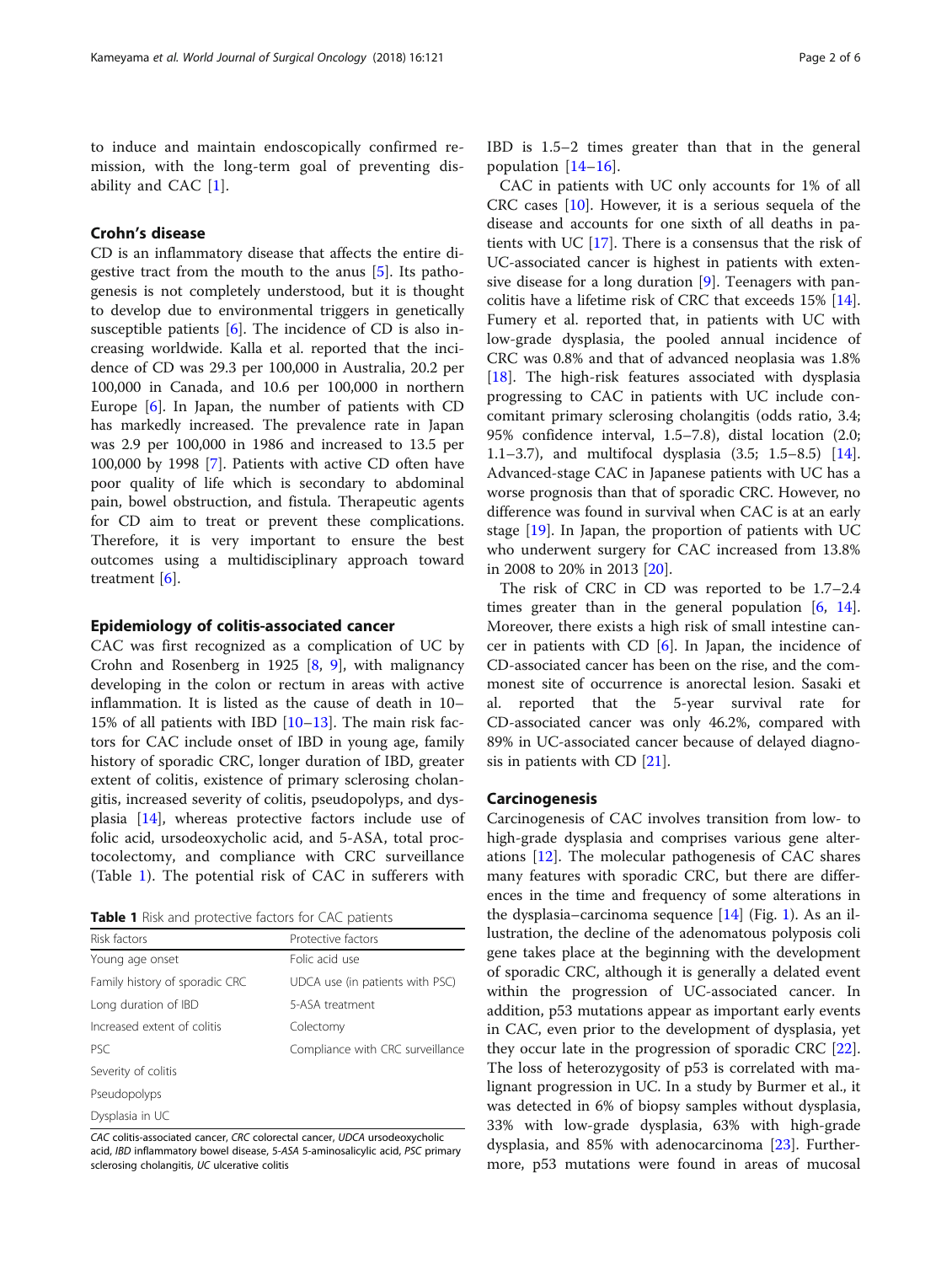to induce and maintain endoscopically confirmed remission, with the long-term goal of preventing disability and CAC [1].

## Crohn's disease

CD is an inflammatory disease that affects the entire digestive tract from the mouth to the anus [5]. Its pathogenesis is not completely understood, but it is thought to develop due to environmental triggers in genetically susceptible patients [6]. The incidence of CD is also increasing worldwide. Kalla et al. reported that the incidence of CD was 29.3 per 100,000 in Australia, 20.2 per 100,000 in Canada, and 10.6 per 100,000 in northern Europe [6]. In Japan, the number of patients with CD has markedly increased. The prevalence rate in Japan was 2.9 per 100,000 in 1986 and increased to 13.5 per 100,000 by 1998 [7]. Patients with active CD often have poor quality of life which is secondary to abdominal pain, bowel obstruction, and fistula. Therapeutic agents for CD aim to treat or prevent these complications. Therefore, it is very important to ensure the best outcomes using a multidisciplinary approach toward treatment [6].

## Epidemiology of colitis-associated cancer

CAC was first recognized as a complication of UC by Crohn and Rosenberg in 1925 [8, 9], with malignancy developing in the colon or rectum in areas with active inflammation. It is listed as the cause of death in 10–15% of all patients with IBD [10–13]. The main risk factors for CAC include onset of IBD in young age, family history of sporadic CRC, longer duration of IBD, greater extent of colitis, existence of primary sclerosing cholangitis, increased severity of colitis, pseudopolyps, and dysplasia [14], whereas protective factors include use of folic acid, ursodeoxycholic acid, and 5-ASA, total proctocolectomy, and compliance with CRC surveillance (Table 1). The potential risk of CAC in sufferers with IBD is 1.5–2 times greater than that in the general population [14–16].

**Table 1** Risk and protective factors for CAC patients

| Risk factors | Protective factors |
|---|---|
| Young age onset | Folic acid use |
| Family history of sporadic CRC | UDCA use (in patients with PSC) |
| Long duration of IBD | 5-ASA treatment |
| Increased extent of colitis | Colectomy |
| PSC | Compliance with CRC surveillance |
| Severity of colitis | |
| Pseudopolyps | |
| Dysplasia in UC | |

*CAC* colitis-associated cancer, *CRC* colorectal cancer, *UDCA* ursodeoxycholic acid, *IBD* inflammatory bowel disease, *5-ASA* 5-aminosalicylic acid, *PSC* primary sclerosing cholangitis, *UC* ulcerative colitis

CAC in patients with UC only accounts for 1% of all CRC cases [10]. However, it is a serious sequela of the disease and accounts for one sixth of all deaths in patients with UC [17]. There is a consensus that the risk of UC-associated cancer is highest in patients with extensive disease for a long duration [9]. Teenagers with pancolitis have a lifetime risk of CRC that exceeds 15% [14]. Fumery et al. reported that, in patients with UC with low-grade dysplasia, the pooled annual incidence of CRC was 0.8% and that of advanced neoplasia was 1.8% [18]. The high-risk features associated with dysplasia progressing to CAC in patients with UC include concomitant primary sclerosing cholangitis (odds ratio, 3.4; 95% confidence interval, 1.5–7.8), distal location (2.0; 1.1–3.7), and multifocal dysplasia (3.5; 1.5–8.5) [14]. Advanced-stage CAC in Japanese patients with UC has a worse prognosis than that of sporadic CRC. However, no difference was found in survival when CAC is at an early stage [19]. In Japan, the proportion of patients with UC who underwent surgery for CAC increased from 13.8% in 2008 to 20% in 2013 [20].

The risk of CRC in CD was reported to be 1.7–2.4 times greater than in the general population [6, 14]. Moreover, there exists a high risk of small intestine cancer in patients with CD [6]. In Japan, the incidence of CD-associated cancer has been on the rise, and the commonest site of occurrence is anorectal lesion. Sasaki et al. reported that the 5-year survival rate for CD-associated cancer was only 46.2%, compared with 89% in UC-associated cancer because of delayed diagnosis in patients with CD [21].

## Carcinogenesis

Carcinogenesis of CAC involves transition from low- to high-grade dysplasia and comprises various gene alterations [12]. The molecular pathogenesis of CAC shares many features with sporadic CRC, but there are differences in the time and frequency of some alterations in the dysplasia–carcinoma sequence [14] (Fig. 1). As an illustration, the decline of the adenomatous polyposis coli gene takes place at the beginning with the development of sporadic CRC, although it is generally a delated event within the progression of UC-associated cancer. In addition, p53 mutations appear as important early events in CAC, even prior to the development of dysplasia, yet they occur late in the progression of sporadic CRC [22]. The loss of heterozygosity of p53 is correlated with malignant progression in UC. In a study by Burmer et al., it was detected in 6% of biopsy samples without dysplasia, 33% with low-grade dysplasia, 63% with high-grade dysplasia, and 85% with adenocarcinoma [23]. Furthermore, p53 mutations were found in areas of mucosal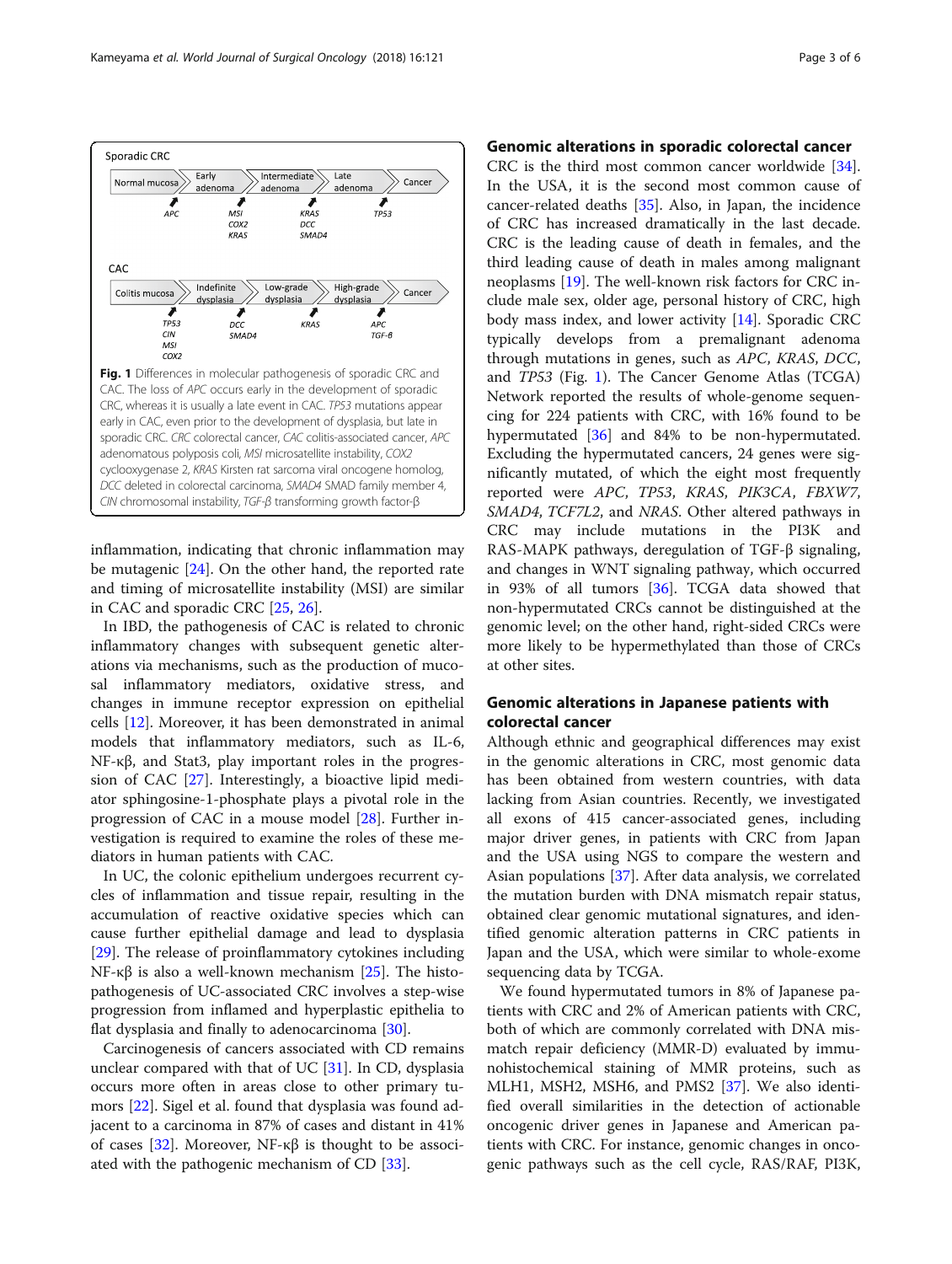Sporadic CRC

Normal mucosa → Early adenoma → Intermediate adenoma → Late adenoma → Cancer

*APC* | *MSI*, *COX2*, *KRAS* | *KRAS*, *DCC*, *SMAD4* | *TP53*

CAC

Colitis mucosa → Indefinite dysplasia → Low-grade dysplasia → High-grade dysplasia → Cancer

*TP53*, *CIN*, *MSI*, *COX2* | *DCC*, *SMAD4* | *KRAS* | *APC*, *TGF-β*

**Fig. 1** Differences in molecular pathogenesis of sporadic CRC and CAC. The loss of *APC* occurs early in the development of sporadic CRC, whereas it is usually a late event in CAC. *TP53* mutations appear early in CAC, even prior to the development of dysplasia, but late in sporadic CRC. *CRC* colorectal cancer, *CAC* colitis-associated cancer, *APC* adenomatous polyposis coli, *MSI* microsatellite instability, *COX2* cyclooxygenase 2, *KRAS* Kirsten rat sarcoma viral oncogene homolog, *DCC* deleted in colorectal carcinoma, *SMAD4* SMAD family member 4, *CIN* chromosomal instability, *TGF-β* transforming growth factor-β

inflammation, indicating that chronic inflammation may be mutagenic [24]. On the other hand, the reported rate and timing of microsatellite instability (MSI) are similar in CAC and sporadic CRC [25, 26].

In IBD, the pathogenesis of CAC is related to chronic inflammatory changes with subsequent genetic alterations via mechanisms, such as the production of mucosal inflammatory mediators, oxidative stress, and changes in immune receptor expression on epithelial cells [12]. Moreover, it has been demonstrated in animal models that inflammatory mediators, such as IL-6, NF-κβ, and Stat3, play important roles in the progression of CAC [27]. Interestingly, a bioactive lipid mediator sphingosine-1-phosphate plays a pivotal role in the progression of CAC in a mouse model [28]. Further investigation is required to examine the roles of these mediators in human patients with CAC.

In UC, the colonic epithelium undergoes recurrent cycles of inflammation and tissue repair, resulting in the accumulation of reactive oxidative species which can cause further epithelial damage and lead to dysplasia [29]. The release of proinflammatory cytokines including NF-κβ is also a well-known mechanism [25]. The histopathogenesis of UC-associated CRC involves a step-wise progression from inflamed and hyperplastic epithelia to flat dysplasia and finally to adenocarcinoma [30].

Carcinogenesis of cancers associated with CD remains unclear compared with that of UC [31]. In CD, dysplasia occurs more often in areas close to other primary tumors [22]. Sigel et al. found that dysplasia was found adjacent to a carcinoma in 87% of cases and distant in 41% of cases [32]. Moreover, NF-κβ is thought to be associated with the pathogenic mechanism of CD [33].

## Genomic alterations in sporadic colorectal cancer

CRC is the third most common cancer worldwide [34]. In the USA, it is the second most common cause of cancer-related deaths [35]. Also, in Japan, the incidence of CRC has increased dramatically in the last decade. CRC is the leading cause of death in females, and the third leading cause of death in males among malignant neoplasms [19]. The well-known risk factors for CRC include male sex, older age, personal history of CRC, high body mass index, and lower activity [14]. Sporadic CRC typically develops from a premalignant adenoma through mutations in genes, such as *APC*, *KRAS*, *DCC*, and *TP53* (Fig. 1). The Cancer Genome Atlas (TCGA) Network reported the results of whole-genome sequencing for 224 patients with CRC, with 16% found to be hypermutated [36] and 84% to be non-hypermutated. Excluding the hypermutated cancers, 24 genes were significantly mutated, of which the eight most frequently reported were *APC*, *TP53*, *KRAS*, *PIK3CA*, *FBXW7*, *SMAD4*, *TCF7L2*, and *NRAS*. Other altered pathways in CRC may include mutations in the PI3K and RAS-MAPK pathways, deregulation of TGF-β signaling, and changes in WNT signaling pathway, which occurred in 93% of all tumors [36]. TCGA data showed that non-hypermutated CRCs cannot be distinguished at the genomic level; on the other hand, right-sided CRCs were more likely to be hypermethylated than those of CRCs at other sites.

## Genomic alterations in Japanese patients with colorectal cancer

Although ethnic and geographical differences may exist in the genomic alterations in CRC, most genomic data has been obtained from western countries, with data lacking from Asian countries. Recently, we investigated all exons of 415 cancer-associated genes, including major driver genes, in patients with CRC from Japan and the USA using NGS to compare the western and Asian populations [37]. After data analysis, we correlated the mutation burden with DNA mismatch repair status, obtained clear genomic mutational signatures, and identified genomic alteration patterns in CRC patients in Japan and the USA, which were similar to whole-exome sequencing data by TCGA.

We found hypermutated tumors in 8% of Japanese patients with CRC and 2% of American patients with CRC, both of which are commonly correlated with DNA mismatch repair deficiency (MMR-D) evaluated by immunohistochemical staining of MMR proteins, such as MLH1, MSH2, MSH6, and PMS2 [37]. We also identified overall similarities in the detection of actionable oncogenic driver genes in Japanese and American patients with CRC. For instance, genomic changes in oncogenic pathways such as the cell cycle, RAS/RAF, PI3K,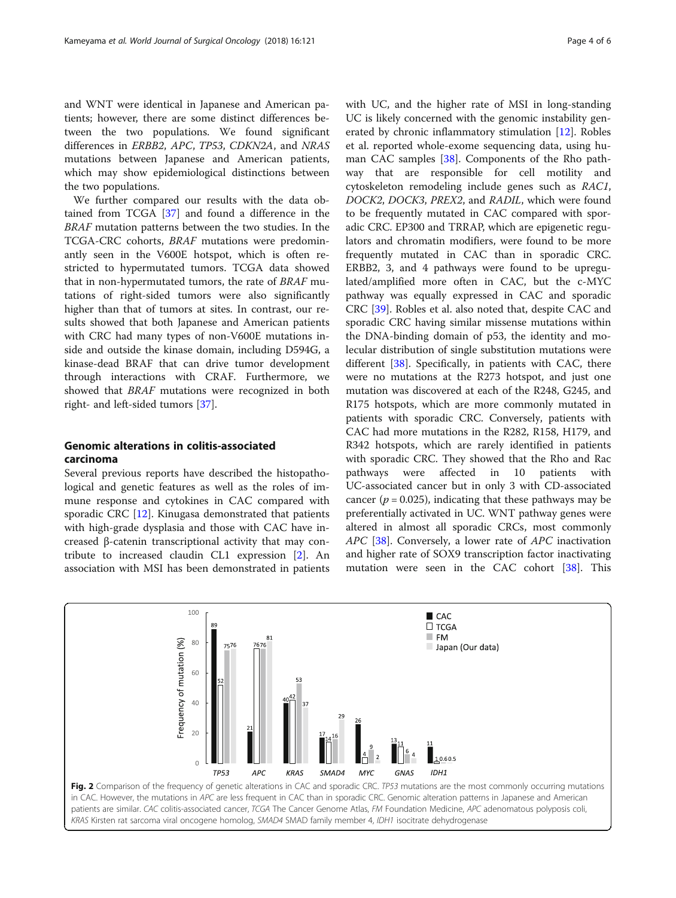and WNT were identical in Japanese and American patients; however, there are some distinct differences between the two populations. We found significant differences in *ERBB2*, *APC*, *TP53*, *CDKN2A*, and *NRAS* mutations between Japanese and American patients, which may show epidemiological distinctions between the two populations.

We further compared our results with the data obtained from TCGA [37] and found a difference in the *BRAF* mutation patterns between the two studies. In the TCGA-CRC cohorts, *BRAF* mutations were predominantly seen in the V600E hotspot, which is often restricted to hypermutated tumors. TCGA data showed that in non-hypermutated tumors, the rate of *BRAF* mutations of right-sided tumors were also significantly higher than that of tumors at sites. In contrast, our results showed that both Japanese and American patients with CRC had many types of non-V600E mutations inside and outside the kinase domain, including D594G, a kinase-dead BRAF that can drive tumor development through interactions with CRAF. Furthermore, we showed that *BRAF* mutations were recognized in both right- and left-sided tumors [37].

## Genomic alterations in colitis-associated carcinoma

Several previous reports have described the histopathological and genetic features as well as the roles of immune response and cytokines in CAC compared with sporadic CRC [12]. Kinugasa demonstrated that patients with high-grade dysplasia and those with CAC have increased β-catenin transcriptional activity that may contribute to increased claudin CL1 expression [2]. An association with MSI has been demonstrated in patients with UC, and the higher rate of MSI in long-standing UC is likely concerned with the genomic instability generated by chronic inflammatory stimulation [12]. Robles et al. reported whole-exome sequencing data, using human CAC samples [38]. Components of the Rho pathway that are responsible for cell motility and cytoskeleton remodeling include genes such as *RAC1*, *DOCK2*, *DOCK3*, *PREX2*, and *RADIL*, which were found to be frequently mutated in CAC compared with sporadic CRC. EP300 and TRRAP, which are epigenetic regulators and chromatin modifiers, were found to be more frequently mutated in CAC than in sporadic CRC. ERBB2, 3, and 4 pathways were found to be upregulated/amplified more often in CAC, but the c-MYC pathway was equally expressed in CAC and sporadic CRC [39]. Robles et al. also noted that, despite CAC and sporadic CRC having similar missense mutations within the DNA-binding domain of p53, the identity and molecular distribution of single substitution mutations were different [38]. Specifically, in patients with CAC, there were no mutations at the R273 hotspot, and just one mutation was discovered at each of the R248, G245, and R175 hotspots, which are more commonly mutated in patients with sporadic CRC. Conversely, patients with CAC had more mutations in the R282, R158, H179, and R342 hotspots, which are rarely identified in patients with sporadic CRC. They showed that the Rho and Rac pathways were affected in 10 patients with UC-associated cancer but in only 3 with CD-associated cancer ($p = 0.025$), indicating that these pathways may be preferentially activated in UC. WNT pathway genes were altered in almost all sporadic CRCs, most commonly *APC* [38]. Conversely, a lower rate of *APC* inactivation and higher rate of SOX9 transcription factor inactivating mutation were seen in the CAC cohort [38]. This

**Fig. 2** Comparison of the frequency of genetic alterations in CAC and sporadic CRC. *TP53* mutations are the most commonly occurring mutations in CAC. However, the mutations in *APC* are less frequent in CAC than in sporadic CRC. Genomic alteration patterns in Japanese and American patients are similar. *CAC* colitis-associated cancer, *TCGA* The Cancer Genome Atlas, *FM* Foundation Medicine, *APC* adenomatous polyposis coli, *KRAS* Kirsten rat sarcoma viral oncogene homolog, *SMAD4* SMAD family member 4, *IDH1* isocitrate dehydrogenase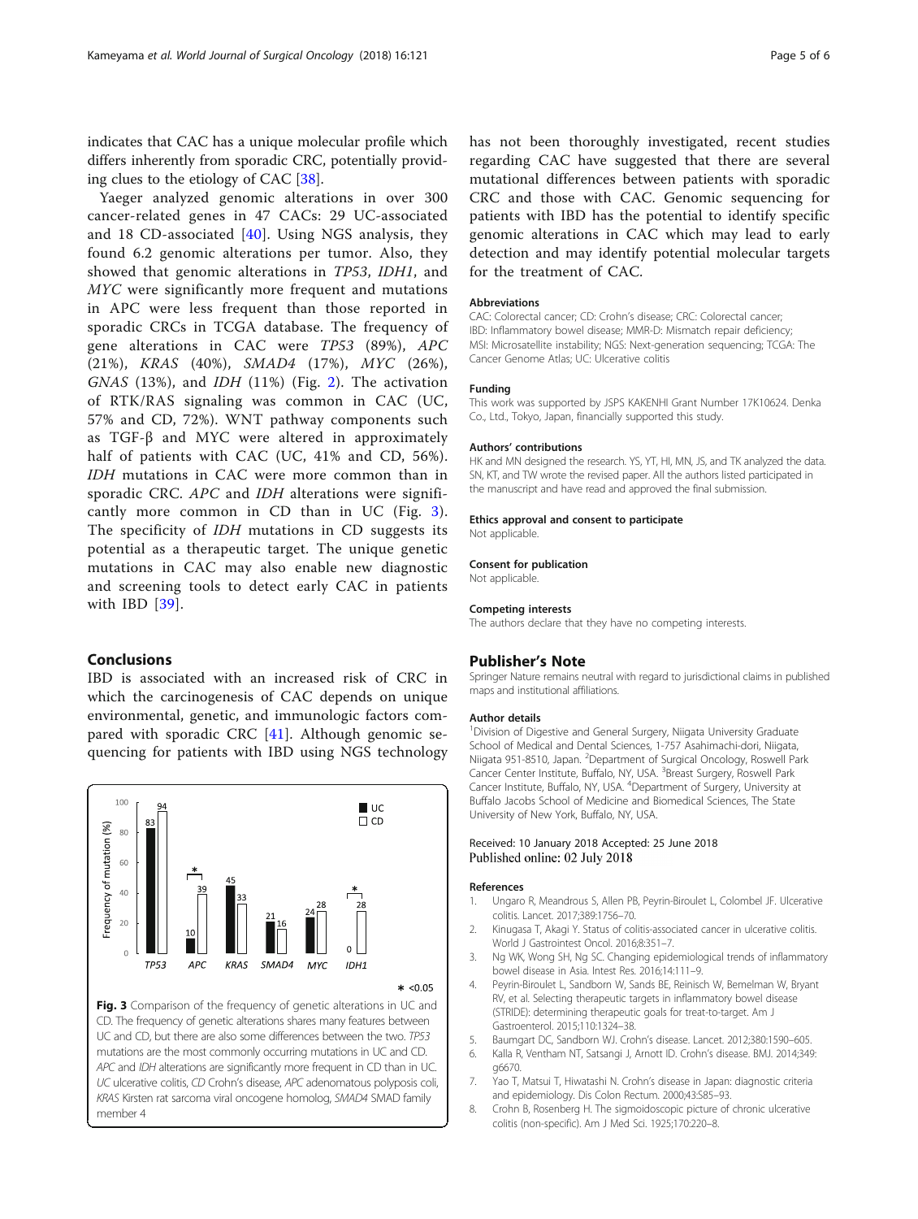indicates that CAC has a unique molecular profile which differs inherently from sporadic CRC, potentially providing clues to the etiology of CAC [38].

Yaeger analyzed genomic alterations in over 300 cancer-related genes in 47 CACs: 29 UC-associated and 18 CD-associated [40]. Using NGS analysis, they found 6.2 genomic alterations per tumor. Also, they showed that genomic alterations in *TP53*, *IDH1*, and *MYC* were significantly more frequent and mutations in APC were less frequent than those reported in sporadic CRCs in TCGA database. The frequency of gene alterations in CAC were *TP53* (89%), *APC* (21%), *KRAS* (40%), *SMAD4* (17%), *MYC* (26%), *GNAS* (13%), and *IDH* (11%) (Fig. 2). The activation of RTK/RAS signaling was common in CAC (UC, 57% and CD, 72%). WNT pathway components such as TGF-β and MYC were altered in approximately half of patients with CAC (UC, 41% and CD, 56%). *IDH* mutations in CAC were more common than in sporadic CRC. *APC* and *IDH* alterations were significantly more common in CD than in UC (Fig. 3). The specificity of *IDH* mutations in CD suggests its potential as a therapeutic target. The unique genetic mutations in CAC may also enable new diagnostic and screening tools to detect early CAC in patients with IBD [39].

## Conclusions

IBD is associated with an increased risk of CRC in which the carcinogenesis of CAC depends on unique environmental, genetic, and immunologic factors compared with sporadic CRC [41]. Although genomic sequencing for patients with IBD using NGS technology has not been thoroughly investigated, recent studies regarding CAC have suggested that there are several mutational differences between patients with sporadic CRC and those with CAC. Genomic sequencing for patients with IBD has the potential to identify specific genomic alterations in CAC which may lead to early detection and may identify potential molecular targets for the treatment of CAC.

**Fig. 3** Comparison of the frequency of genetic alterations in UC and CD. The frequency of genetic alterations shares many features between UC and CD, but there are also some differences between the two. *TP53* mutations are the most commonly occurring mutations in UC and CD. *APC* and *IDH* alterations are significantly more frequent in CD than in UC. *UC* ulcerative colitis, *CD* Crohn's disease, *APC* adenomatous polyposis coli, *KRAS* Kirsten rat sarcoma viral oncogene homolog, *SMAD4* SMAD family member 4

### Abbreviations

CAC: Colorectal cancer; CD: Crohn's disease; CRC: Colorectal cancer; IBD: Inflammatory bowel disease; MMR-D: Mismatch repair deficiency; MSI: Microsatellite instability; NGS: Next-generation sequencing; TCGA: The Cancer Genome Atlas; UC: Ulcerative colitis

### Funding

This work was supported by JSPS KAKENHI Grant Number 17K10624. Denka Co., Ltd., Tokyo, Japan, financially supported this study.

### Authors' contributions

HK and MN designed the research. YS, YT, HI, MN, JS, and TK analyzed the data. SN, KT, and TW wrote the revised paper. All the authors listed participated in the manuscript and have read and approved the final submission.

### Ethics approval and consent to participate

Not applicable.

### Consent for publication

Not applicable.

### Competing interests

The authors declare that they have no competing interests.

## Publisher's Note

Springer Nature remains neutral with regard to jurisdictional claims in published maps and institutional affiliations.

### Author details

[1]Division of Digestive and General Surgery, Niigata University Graduate School of Medical and Dental Sciences, 1-757 Asahimachi-dori, Niigata, Niigata 951-8510, Japan. [2]Department of Surgical Oncology, Roswell Park Cancer Center Institute, Buffalo, NY, USA. [3]Breast Surgery, Roswell Park Cancer Institute, Buffalo, NY, USA. [4]Department of Surgery, University at Buffalo Jacobs School of Medicine and Biomedical Sciences, The State University of New York, Buffalo, NY, USA.

Received: 10 January 2018 Accepted: 25 June 2018
Published online: 02 July 2018

### References

1. Ungaro R, Meandrous S, Allen PB, Peyrin-Biroulet L, Colombel JF. Ulcerative colitis. Lancet. 2017;389:1756–70.
2. Kinugasa T, Akagi Y. Status of colitis-associated cancer in ulcerative colitis. World J Gastrointest Oncol. 2016;8:351–7.
3. Ng WK, Wong SH, Ng SC. Changing epidemiological trends of inflammatory bowel disease in Asia. Intest Res. 2016;14:111–9.
4. Peyrin-Biroulet L, Sandborn W, Sands BE, Reinisch W, Bemelman W, Bryant RV, et al. Selecting therapeutic targets in inflammatory bowel disease (STRIDE): determining therapeutic goals for treat-to-target. Am J Gastroenterol. 2015;110:1324–38.
5. Baumgart DC, Sandborn WJ. Crohn's disease. Lancet. 2012;380:1590–605.
6. Kalla R, Ventham NT, Satsangi J, Arnott ID. Crohn's disease. BMJ. 2014;349:g6670.
7. Yao T, Matsui T, Hiwatashi N. Crohn's disease in Japan: diagnostic criteria and epidemiology. Dis Colon Rectum. 2000;43:S85–93.
8. Crohn B, Rosenberg H. The sigmoidoscopic picture of chronic ulcerative colitis (non-specific). Am J Med Sci. 1925;170:220–8.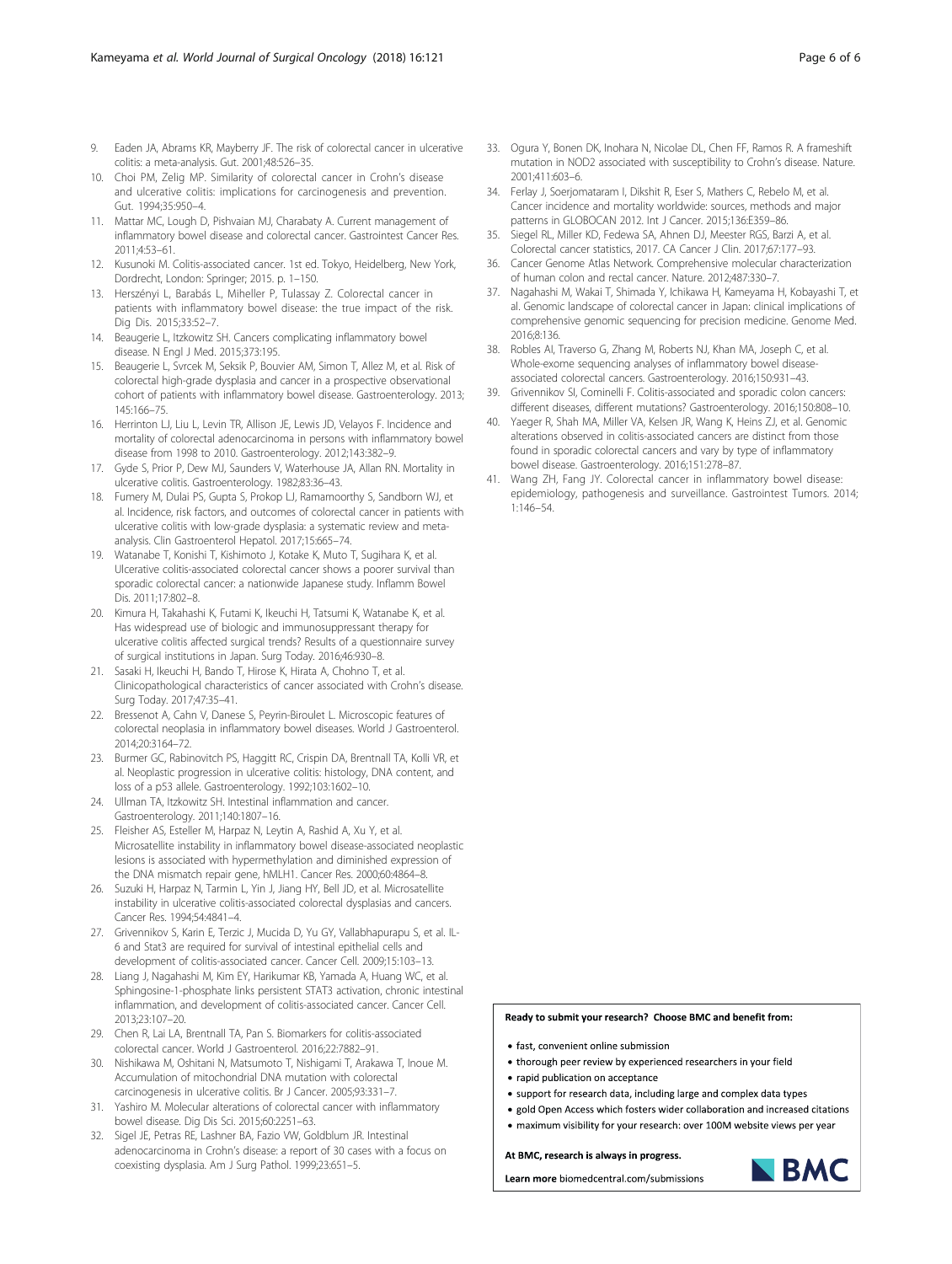9. Eaden JA, Abrams KR, Mayberry JF. The risk of colorectal cancer in ulcerative colitis: a meta-analysis. Gut. 2001;48:526–35.
10. Choi PM, Zelig MP. Similarity of colorectal cancer in Crohn's disease and ulcerative colitis: implications for carcinogenesis and prevention. Gut. 1994;35:950–4.
11. Mattar MC, Lough D, Pishvaian MJ, Charabaty A. Current management of inflammatory bowel disease and colorectal cancer. Gastrointest Cancer Res. 2011;4:53–61.
12. Kusunoki M. Colitis-associated cancer. 1st ed. Tokyo, Heidelberg, New York, Dordrecht, London: Springer; 2015. p. 1–150.
13. Herszényi L, Barabás L, Miheller P, Tulassay Z. Colorectal cancer in patients with inflammatory bowel disease: the true impact of the risk. Dig Dis. 2015;33:52–7.
14. Beaugerie L, Itzkowitz SH. Cancers complicating inflammatory bowel disease. N Engl J Med. 2015;373:195.
15. Beaugerie L, Svrcek M, Seksik P, Bouvier AM, Simon T, Allez M, et al. Risk of colorectal high-grade dysplasia and cancer in a prospective observational cohort of patients with inflammatory bowel disease. Gastroenterology. 2013;145:166–75.
16. Herrinton LJ, Liu L, Levin TR, Allison JE, Lewis JD, Velayos F. Incidence and mortality of colorectal adenocarcinoma in persons with inflammatory bowel disease from 1998 to 2010. Gastroenterology. 2012;143:382–9.
17. Gyde S, Prior P, Dew MJ, Saunders V, Waterhouse JA, Allan RN. Mortality in ulcerative colitis. Gastroenterology. 1982;83:36–43.
18. Fumery M, Dulai PS, Gupta S, Prokop LJ, Ramamoorthy S, Sandborn WJ, et al. Incidence, risk factors, and outcomes of colorectal cancer in patients with ulcerative colitis with low-grade dysplasia: a systematic review and meta-analysis. Clin Gastroenterol Hepatol. 2017;15:665–74.
19. Watanabe T, Konishi T, Kishimoto J, Kotake K, Muto T, Sugihara K, et al. Ulcerative colitis-associated colorectal cancer shows a poorer survival than sporadic colorectal cancer: a nationwide Japanese study. Inflamm Bowel Dis. 2011;17:802–8.
20. Kimura H, Takahashi K, Futami K, Ikeuchi H, Tatsumi K, Watanabe K, et al. Has widespread use of biologic and immunosuppressant therapy for ulcerative colitis affected surgical trends? Results of a questionnaire survey of surgical institutions in Japan. Surg Today. 2016;46:930–8.
21. Sasaki H, Ikeuchi H, Bando T, Hirose K, Hirata A, Chohno T, et al. Clinicopathological characteristics of cancer associated with Crohn's disease. Surg Today. 2017;47:35–41.
22. Bressenot A, Cahn V, Danese S, Peyrin-Biroulet L. Microscopic features of colorectal neoplasia in inflammatory bowel diseases. World J Gastroenterol. 2014;20:3164–72.
23. Burmer GC, Rabinovitch PS, Haggitt RC, Crispin DA, Brentnall TA, Kolli VR, et al. Neoplastic progression in ulcerative colitis: histology, DNA content, and loss of a p53 allele. Gastroenterology. 1992;103:1602–10.
24. Ullman TA, Itzkowitz SH. Intestinal inflammation and cancer. Gastroenterology. 2011;140:1807–16.
25. Fleisher AS, Esteller M, Harpaz N, Leytin A, Rashid A, Xu Y, et al. Microsatellite instability in inflammatory bowel disease-associated neoplastic lesions is associated with hypermethylation and diminished expression of the DNA mismatch repair gene, hMLH1. Cancer Res. 2000;60:4864–8.
26. Suzuki H, Harpaz N, Tarmin L, Yin J, Jiang HY, Bell JD, et al. Microsatellite instability in ulcerative colitis-associated colorectal dysplasias and cancers. Cancer Res. 1994;54:4841–4.
27. Grivennikov S, Karin E, Terzic J, Mucida D, Yu GY, Vallabhapurapu S, et al. IL-6 and Stat3 are required for survival of intestinal epithelial cells and development of colitis-associated cancer. Cancer Cell. 2009;15:103–13.
28. Liang J, Nagahashi M, Kim EY, Harikumar KB, Yamada A, Huang WC, et al. Sphingosine-1-phosphate links persistent STAT3 activation, chronic intestinal inflammation, and development of colitis-associated cancer. Cancer Cell. 2013;23:107–20.
29. Chen R, Lai LA, Brentnall TA, Pan S. Biomarkers for colitis-associated colorectal cancer. World J Gastroenterol. 2016;22:7882–91.
30. Nishikawa M, Oshitani N, Matsumoto T, Nishigami T, Arakawa T, Inoue M. Accumulation of mitochondrial DNA mutation with colorectal carcinogenesis in ulcerative colitis. Br J Cancer. 2005;93:331–7.
31. Yashiro M. Molecular alterations of colorectal cancer with inflammatory bowel disease. Dig Dis Sci. 2015;60:2251–63.
32. Sigel JE, Petras RE, Lashner BA, Fazio VW, Goldblum JR. Intestinal adenocarcinoma in Crohn's disease: a report of 30 cases with a focus on coexisting dysplasia. Am J Surg Pathol. 1999;23:651–5.
33. Ogura Y, Bonen DK, Inohara N, Nicolae DL, Chen FF, Ramos R. A frameshift mutation in NOD2 associated with susceptibility to Crohn's disease. Nature. 2001;411:603–6.
34. Ferlay J, Soerjomataram I, Dikshit R, Eser S, Mathers C, Rebelo M, et al. Cancer incidence and mortality worldwide: sources, methods and major patterns in GLOBOCAN 2012. Int J Cancer. 2015;136:E359–86.
35. Siegel RL, Miller KD, Fedewa SA, Ahnen DJ, Meester RGS, Barzi A, et al. Colorectal cancer statistics, 2017. CA Cancer J Clin. 2017;67:177–93.
36. Cancer Genome Atlas Network. Comprehensive molecular characterization of human colon and rectal cancer. Nature. 2012;487:330–7.
37. Nagahashi M, Wakai T, Shimada Y, Ichikawa H, Kameyama H, Kobayashi T, et al. Genomic landscape of colorectal cancer in Japan: clinical implications of comprehensive genomic sequencing for precision medicine. Genome Med. 2016;8:136.
38. Robles AI, Traverso G, Zhang M, Roberts NJ, Khan MA, Joseph C, et al. Whole-exome sequencing analyses of inflammatory bowel disease-associated colorectal cancers. Gastroenterology. 2016;150:931–43.
39. Grivennikov SI, Cominelli F. Colitis-associated and sporadic colon cancers: different diseases, different mutations? Gastroenterology. 2016;150:808–10.
40. Yaeger R, Shah MA, Miller VA, Kelsen JR, Wang K, Heins ZJ, et al. Genomic alterations observed in colitis-associated cancers are distinct from those found in sporadic colorectal cancers and vary by type of inflammatory bowel disease. Gastroenterology. 2016;151:278–87.
41. Wang ZH, Fang JY. Colorectal cancer in inflammatory bowel disease: epidemiology, pathogenesis and surveillance. Gastrointest Tumors. 2014;1:146–54.

**Ready to submit your research? Choose BMC and benefit from:**

- fast, convenient online submission
- thorough peer review by experienced researchers in your field
- rapid publication on acceptance
- support for research data, including large and complex data types
- gold Open Access which fosters wider collaboration and increased citations
- maximum visibility for your research: over 100M website views per year

**At BMC, research is always in progress.**

**Learn more** biomedcentral.com/submissions

BMC